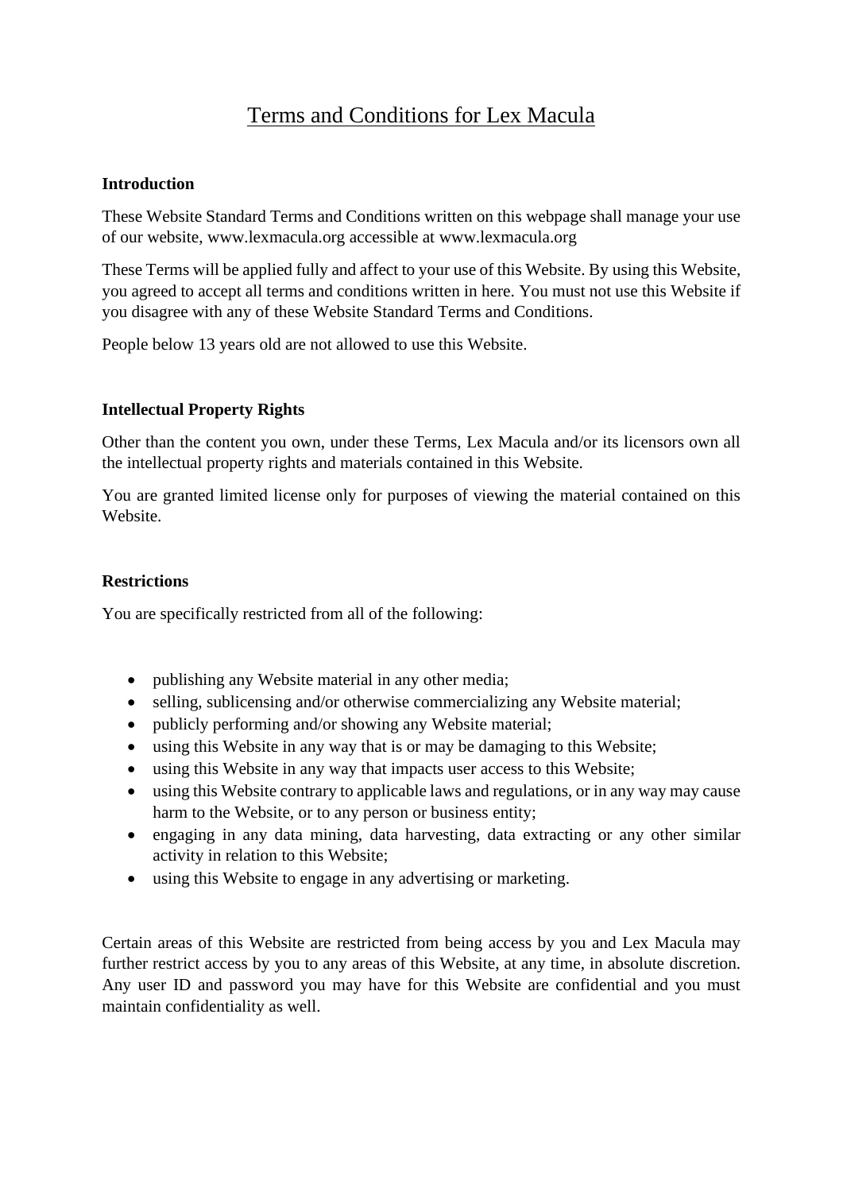# Terms and Conditions for Lex Macula

## Introduction

These Website Standard Terms and Conditions written on this webpage shall manage your use of our website, www.lexmacula.org accessible at www.lexmacula.org

These Terms will be applied fully and affect to your use of this Website. By using this Website, you agreed to accept all terms and conditions written in here. You must not use this Website if you disagree with any of these Website Standard Terms and Conditions.

People below 13 years old are not allowed to use this Website.

## Intellectual Property Rights

Other than the content you own, under these Terms, Lex Macula and/or its licensors own all the intellectual property rights and materials contained in this Website.

You are granted limited license only for purposes of viewing the material contained on this Website.

## Restrictions

You are specifically restricted from all of the following:

- publishing any Website material in any other media;
- selling, sublicensing and/or otherwise commercializing any Website material;
- publicly performing and/or showing any Website material;
- using this Website in any way that is or may be damaging to this Website;
- using this Website in any way that impacts user access to this Website;
- using this Website contrary to applicable laws and regulations, or in any way may cause harm to the Website, or to any person or business entity;
- engaging in any data mining, data harvesting, data extracting or any other similar activity in relation to this Website;
- using this Website to engage in any advertising or marketing.

Certain areas of this Website are restricted from being access by you and Lex Macula may further restrict access by you to any areas of this Website, at any time, in absolute discretion. Any user ID and password you may have for this Website are confidential and you must maintain confidentiality as well.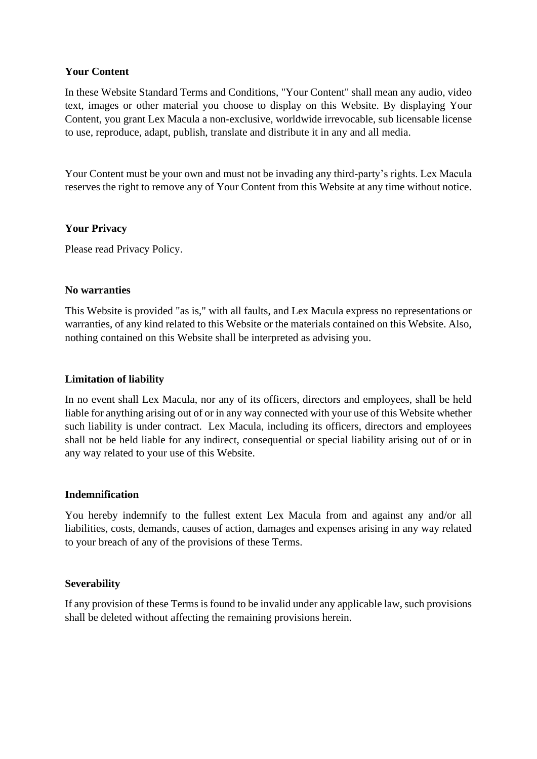**Your Content**

In these Website Standard Terms and Conditions, "Your Content" shall mean any audio, video text, images or other material you choose to display on this Website. By displaying Your Content, you grant Lex Macula a non-exclusive, worldwide irrevocable, sub licensable license to use, reproduce, adapt, publish, translate and distribute it in any and all media.

Your Content must be your own and must not be invading any third-party's rights. Lex Macula reserves the right to remove any of Your Content from this Website at any time without notice.

**Your Privacy**

Please read Privacy Policy.

**No warranties**

This Website is provided "as is," with all faults, and Lex Macula express no representations or warranties, of any kind related to this Website or the materials contained on this Website. Also, nothing contained on this Website shall be interpreted as advising you.

**Limitation of liability**

In no event shall Lex Macula, nor any of its officers, directors and employees, shall be held liable for anything arising out of or in any way connected with your use of this Website whether such liability is under contract. Lex Macula, including its officers, directors and employees shall not be held liable for any indirect, consequential or special liability arising out of or in any way related to your use of this Website.

**Indemnification**

You hereby indemnify to the fullest extent Lex Macula from and against any and/or all liabilities, costs, demands, causes of action, damages and expenses arising in any way related to your breach of any of the provisions of these Terms.

**Severability**

If any provision of these Terms is found to be invalid under any applicable law, such provisions shall be deleted without affecting the remaining provisions herein.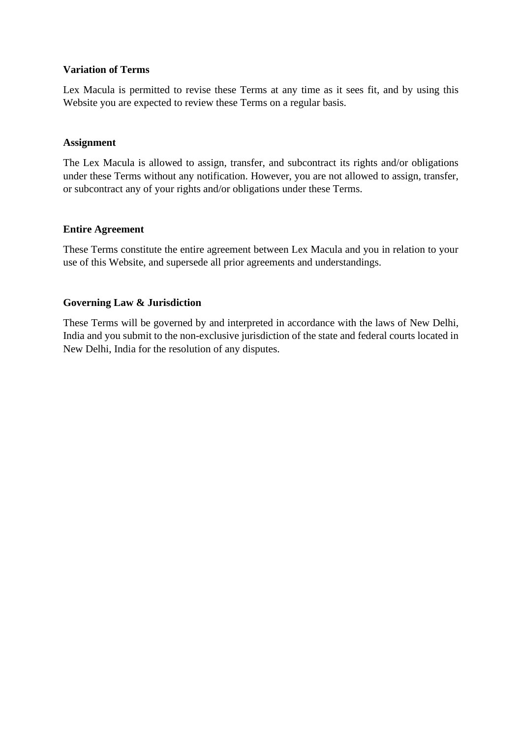**Variation of Terms**

Lex Macula is permitted to revise these Terms at any time as it sees fit, and by using this Website you are expected to review these Terms on a regular basis.

**Assignment**

The Lex Macula is allowed to assign, transfer, and subcontract its rights and/or obligations under these Terms without any notification. However, you are not allowed to assign, transfer, or subcontract any of your rights and/or obligations under these Terms.

**Entire Agreement**

These Terms constitute the entire agreement between Lex Macula and you in relation to your use of this Website, and supersede all prior agreements and understandings.

**Governing Law & Jurisdiction**

These Terms will be governed by and interpreted in accordance with the laws of New Delhi, India and you submit to the non-exclusive jurisdiction of the state and federal courts located in New Delhi, India for the resolution of any disputes.